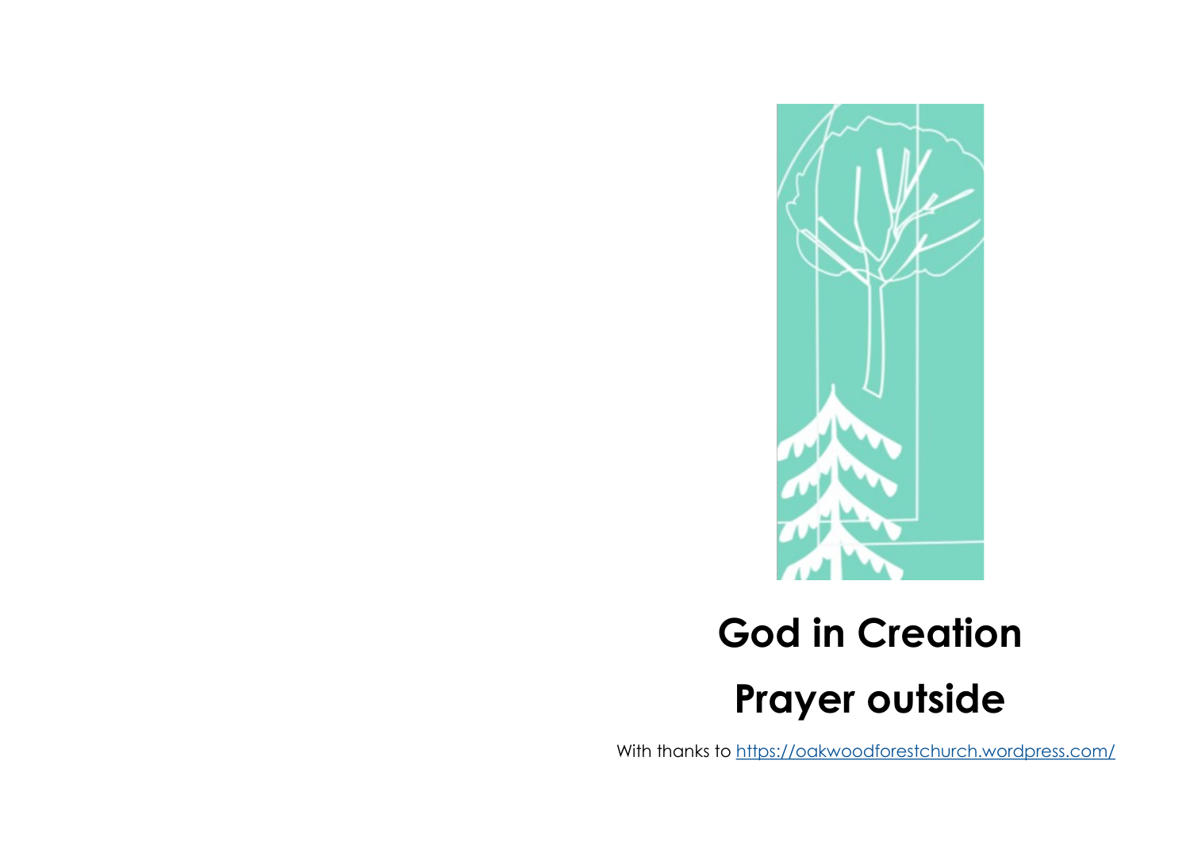# God in Creation

# Prayer outside

With thanks to [https://oakwoodforestchurch.wordpress.com/](https://oakwoodforestchurch.wordpress.com/)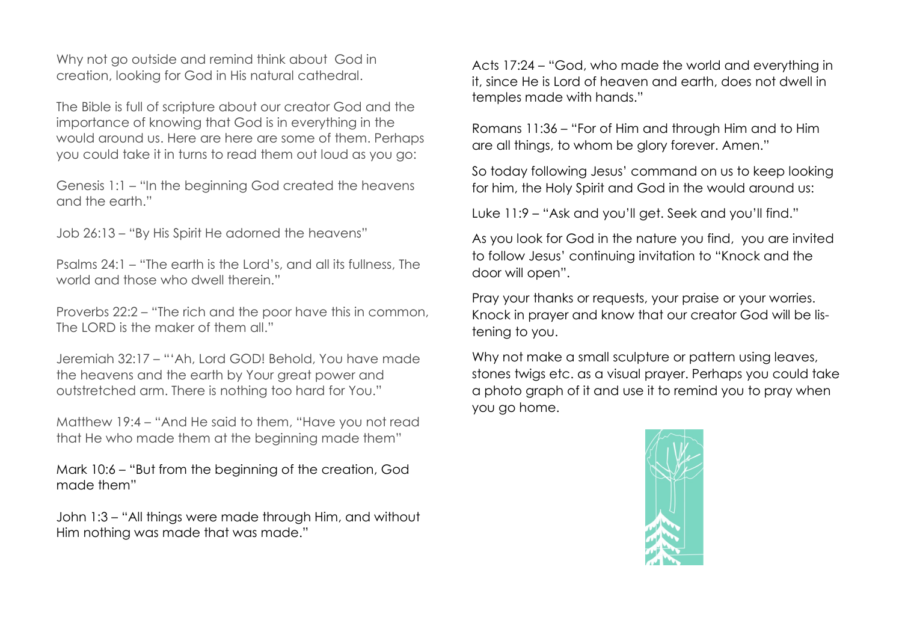Why not go outside and remind think about  God in creation, looking for God in His natural cathedral.

The Bible is full of scripture about our creator God and the importance of knowing that God is in everything in the would around us. Here are here are some of them. Perhaps you could take it in turns to read them out loud as you go:

Genesis 1:1 – "In the beginning God created the heavens and the earth."

Job 26:13 – "By His Spirit He adorned the heavens"

Psalms 24:1 – "The earth is the Lord's, and all its fullness, The world and those who dwell therein."

Proverbs 22:2 – "The rich and the poor have this in common, The LORD is the maker of them all."

Jeremiah 32:17 – "'Ah, Lord GOD! Behold, You have made the heavens and the earth by Your great power and outstretched arm. There is nothing too hard for You."

Matthew 19:4 – "And He said to them, "Have you not read that He who made them at the beginning made them"

Mark 10:6 – "But from the beginning of the creation, God made them"

John 1:3 – "All things were made through Him, and without Him nothing was made that was made."

Acts 17:24 – "God, who made the world and everything in it, since He is Lord of heaven and earth, does not dwell in temples made with hands."

Romans 11:36 – "For of Him and through Him and to Him are all things, to whom be glory forever. Amen."

So today following Jesus' command on us to keep looking for him, the Holy Spirit and God in the would around us:

Luke 11:9 – "Ask and you'll get. Seek and you'll find."

As you look for God in the nature you find,  you are invited to follow Jesus' continuing invitation to "Knock and the door will open".

Pray your thanks or requests, your praise or your worries. Knock in prayer and know that our creator God will be listening to you.

Why not make a small sculpture or pattern using leaves, stones twigs etc. as a visual prayer. Perhaps you could take a photo graph of it and use it to remind you to pray when you go home.